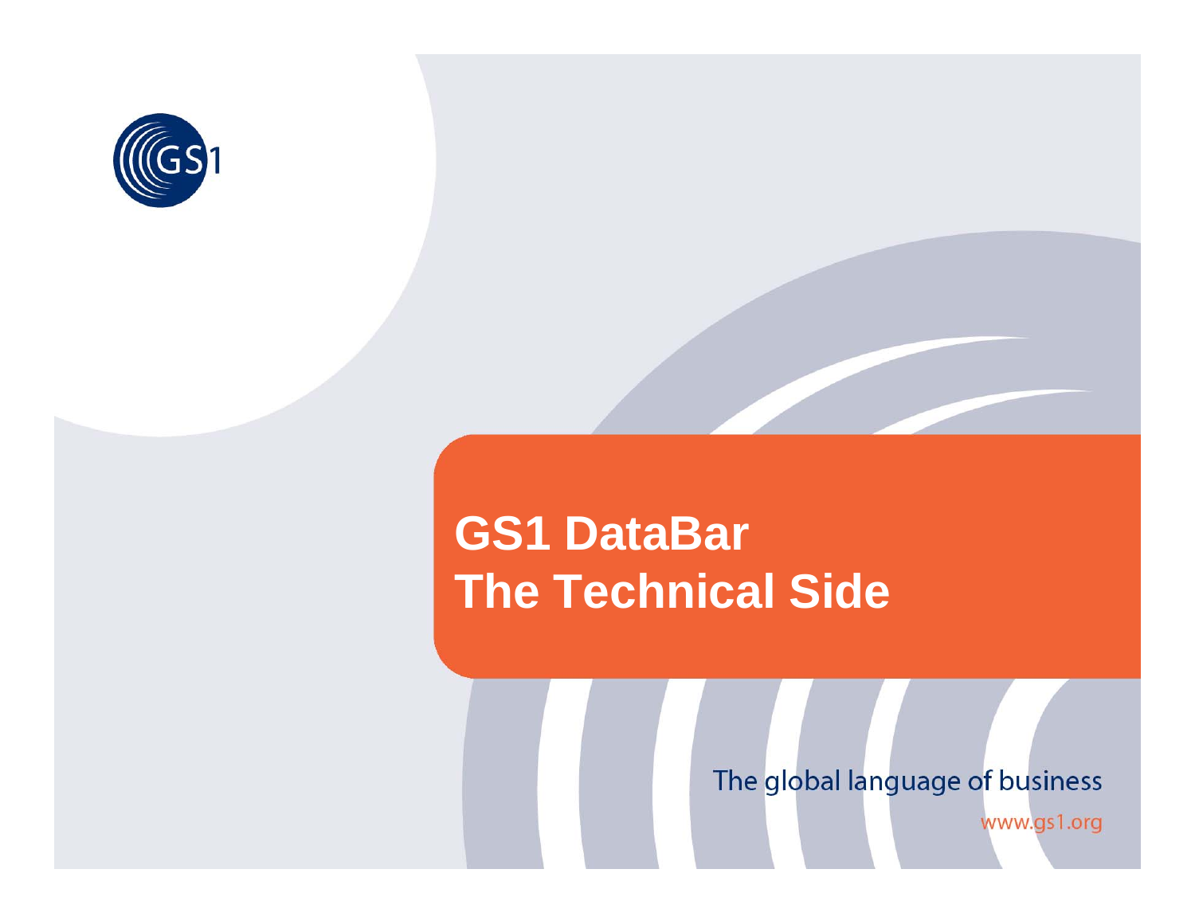# GS1 DataBar
# The Technical Side

The global language of business

www.gs1.org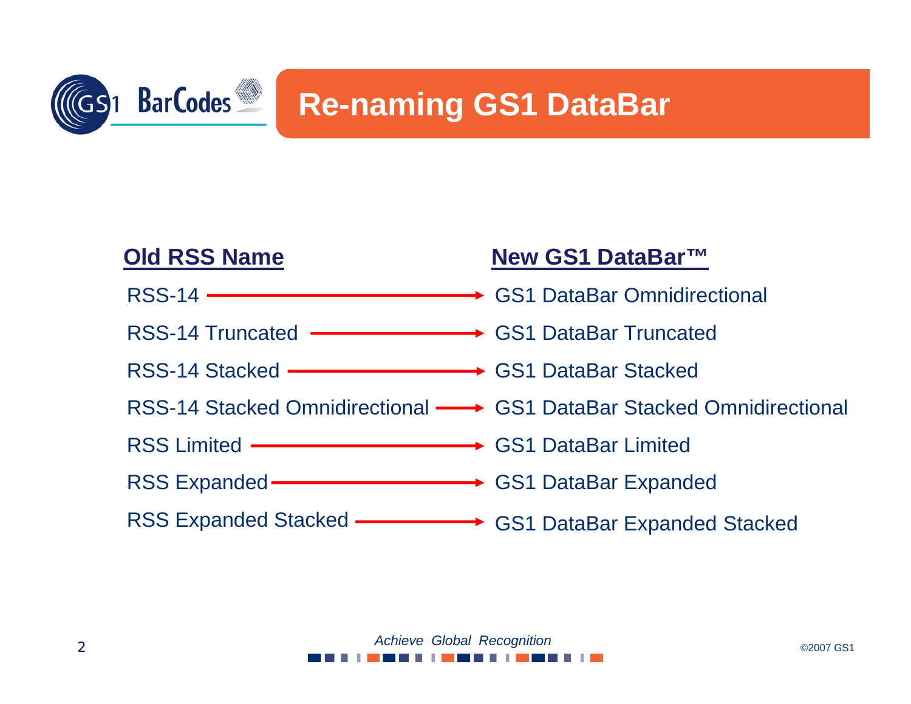# Re-naming GS1 DataBar

| Old RSS Name | New GS1 DataBar™ |
| --- | --- |
| RSS-14 | GS1 DataBar Omnidirectional |
| RSS-14 Truncated | GS1 DataBar Truncated |
| RSS-14 Stacked | GS1 DataBar Stacked |
| RSS-14 Stacked Omnidirectional | GS1 DataBar Stacked Omnidirectional |
| RSS Limited | GS1 DataBar Limited |
| RSS Expanded | GS1 DataBar Expanded |
| RSS Expanded Stacked | GS1 DataBar Expanded Stacked |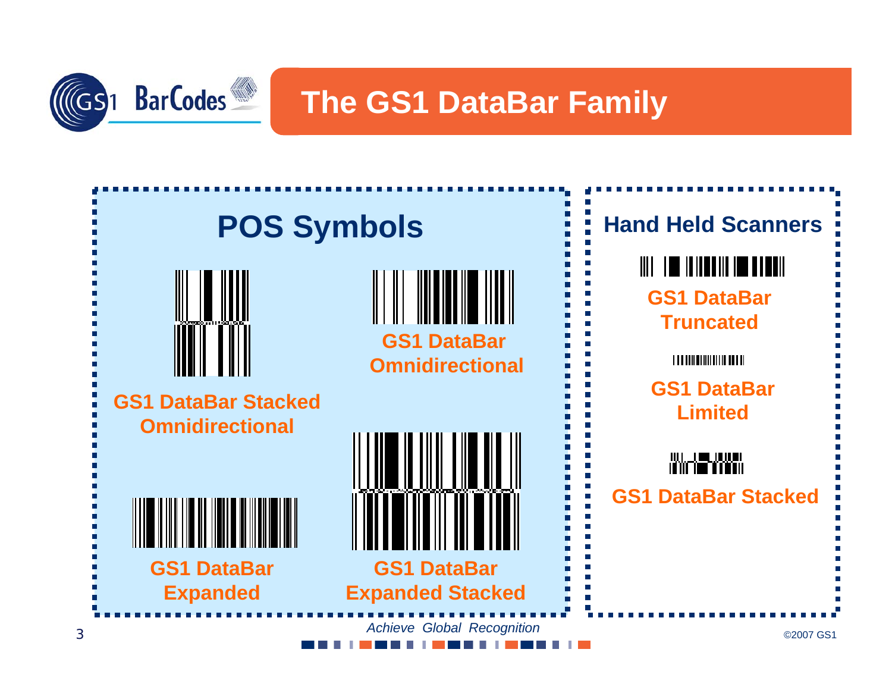# The GS1 DataBar Family

## POS Symbols

GS1 DataBar Stacked Omnidirectional

GS1 DataBar Omnidirectional

GS1 DataBar Expanded

GS1 DataBar Expanded Stacked

## Hand Held Scanners

GS1 DataBar Truncated

GS1 DataBar Limited

GS1 DataBar Stacked

*Achieve Global Recognition*

©2007 GS1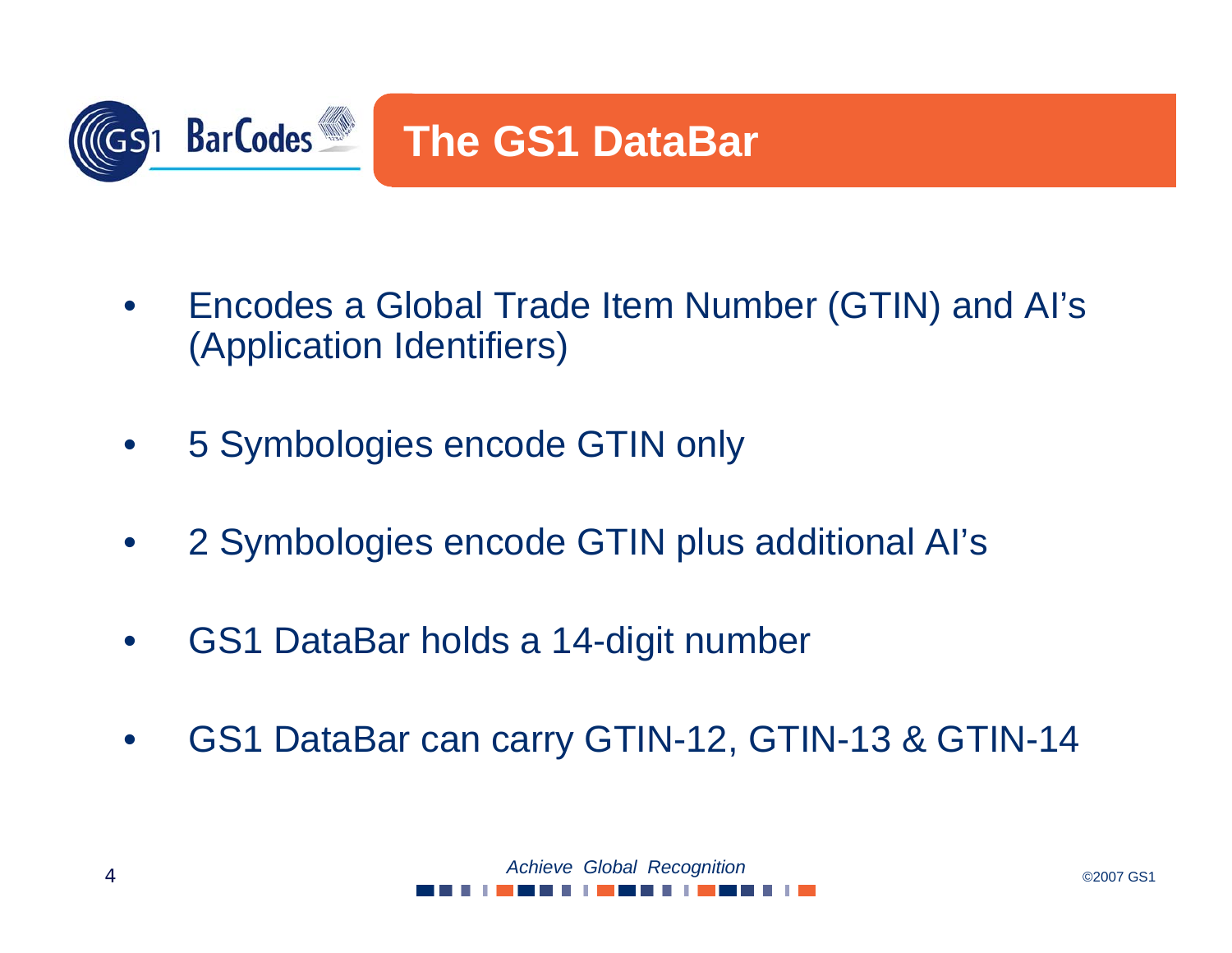# The GS1 DataBar

- Encodes a Global Trade Item Number (GTIN) and AI's (Application Identifiers)
- 5 Symbologies encode GTIN only
- 2 Symbologies encode GTIN plus additional AI's
- GS1 DataBar holds a 14-digit number
- GS1 DataBar can carry GTIN-12, GTIN-13 & GTIN-14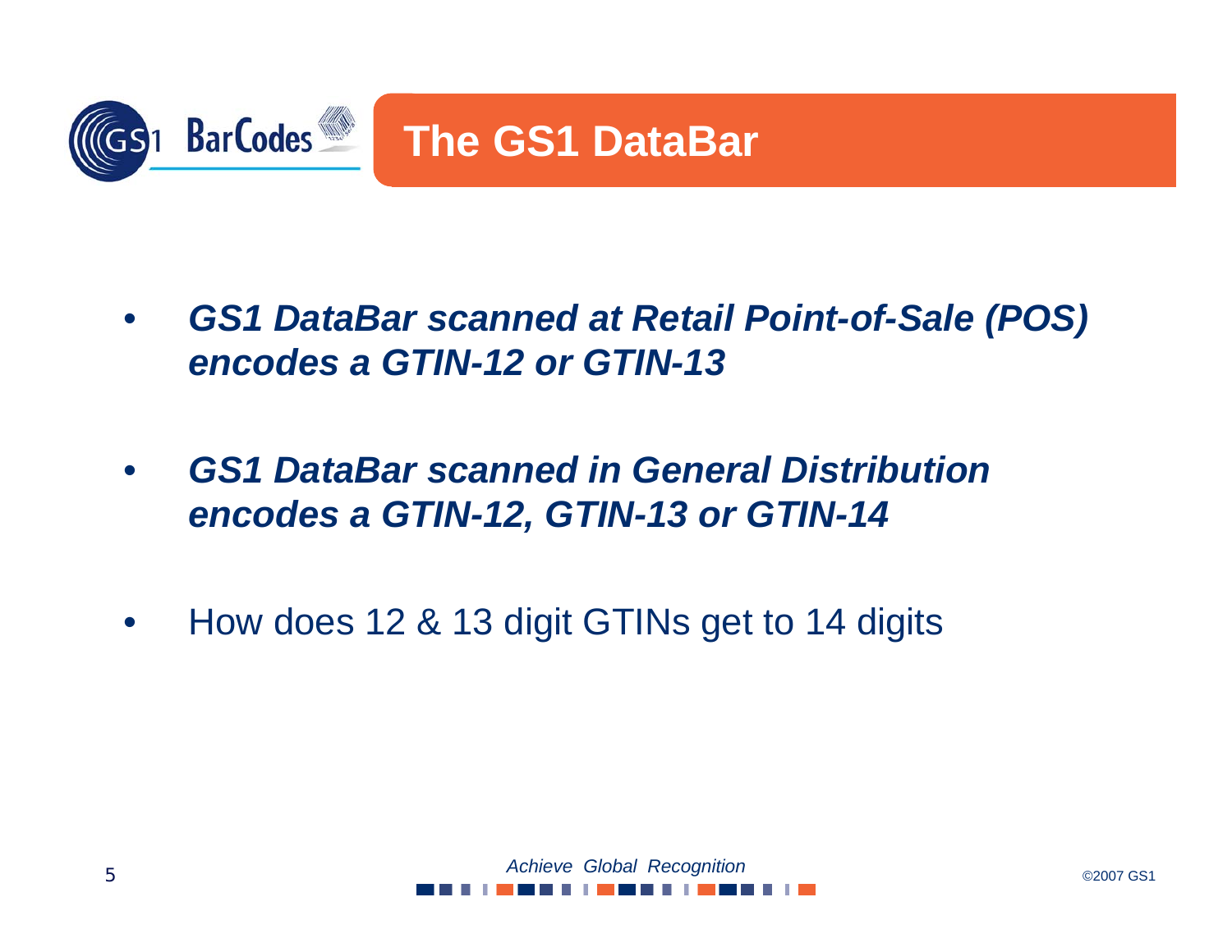# The GS1 DataBar

- ***GS1 DataBar scanned at Retail Point-of-Sale (POS) encodes a GTIN-12 or GTIN-13***
- ***GS1 DataBar scanned in General Distribution encodes a GTIN-12, GTIN-13 or GTIN-14***
- How does 12 & 13 digit GTINs get to 14 digits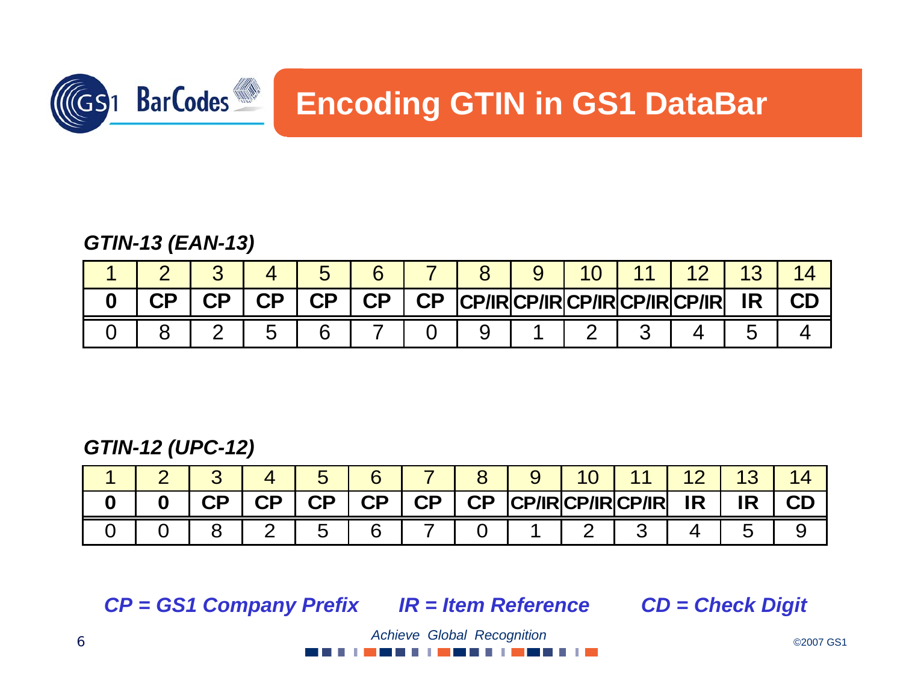# Encoding GTIN in GS1 DataBar

***GTIN-13 (EAN-13)***

| 1 | 2 | 3 | 4 | 5 | 6 | 7 | 8 | 9 | 10 | 11 | 12 | 13 | 14 |
|---|---|---|---|---|---|---|---|---|---|---|---|---|---|
| **0** | **CP** | **CP** | **CP** | **CP** | **CP** | **CP** | **CP/IR** | **CP/IR** | **CP/IR** | **CP/IR** | **CP/IR** | **IR** | **CD** |
| 0 | 8 | 2 | 5 | 6 | 7 | 0 | 9 | 1 | 2 | 3 | 4 | 5 | 4 |

***GTIN-12 (UPC-12)***

| 1 | 2 | 3 | 4 | 5 | 6 | 7 | 8 | 9 | 10 | 11 | 12 | 13 | 14 |
|---|---|---|---|---|---|---|---|---|---|---|---|---|---|
| **0** | **0** | **CP** | **CP** | **CP** | **CP** | **CP** | **CP** | **CP/IR** | **CP/IR** | **CP/IR** | **IR** | **IR** | **CD** |
| 0 | 0 | 8 | 2 | 5 | 6 | 7 | 0 | 1 | 2 | 3 | 4 | 5 | 9 |

***CP = GS1 Company Prefix*** ***IR = Item Reference*** ***CD = Check Digit***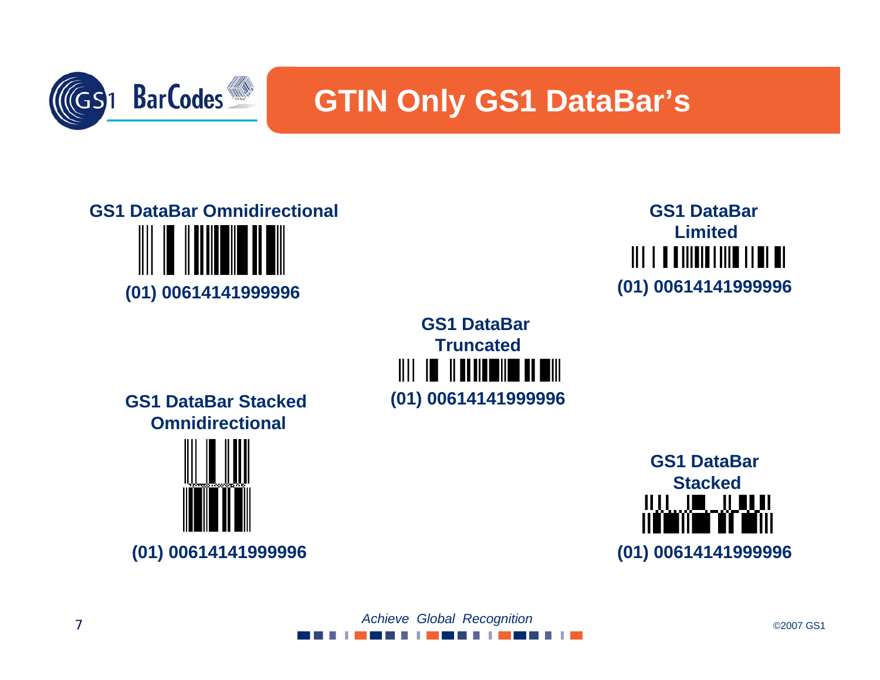# GTIN Only GS1 DataBar's

**GS1 DataBar Omnidirectional**

**(01) 00614141999996**

**GS1 DataBar Limited**

**(01) 00614141999996**

**GS1 DataBar Truncated**

**(01) 00614141999996**

**GS1 DataBar Stacked Omnidirectional**

**(01) 00614141999996**

**GS1 DataBar Stacked**

**(01) 00614141999996**

*Achieve Global Recognition*

©2007 GS1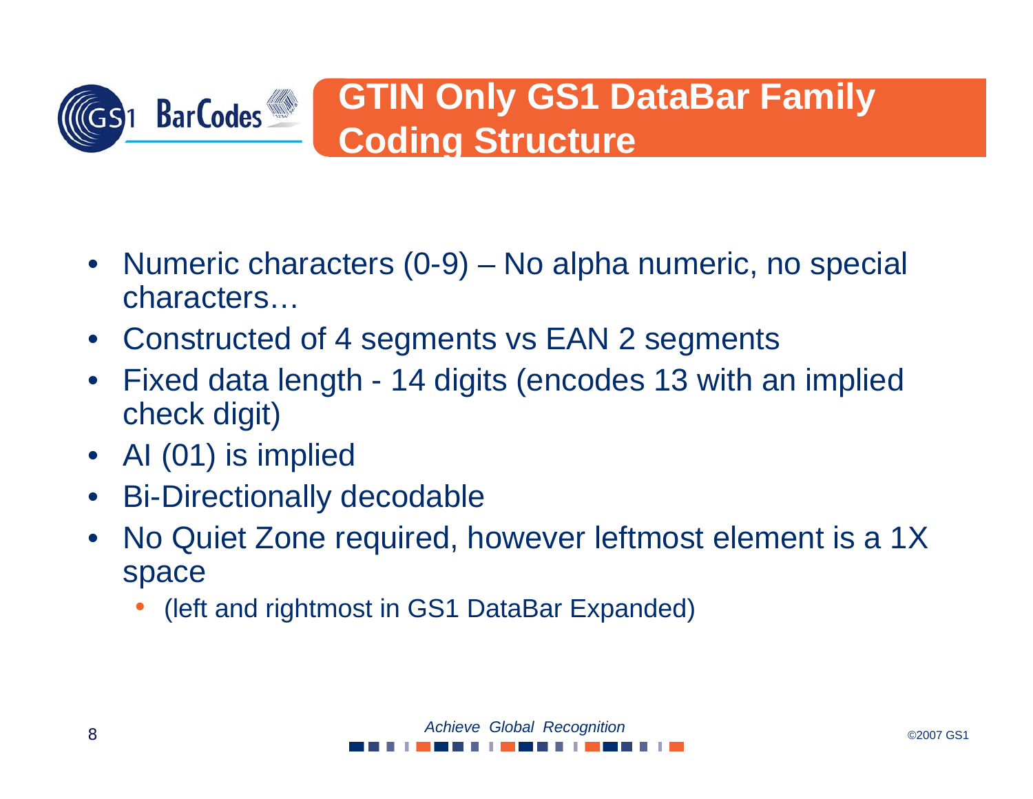# GTIN Only GS1 DataBar Family Coding Structure

- Numeric characters (0-9) – No alpha numeric, no special characters…
- Constructed of 4 segments vs EAN 2 segments
- Fixed data length - 14 digits (encodes 13 with an implied check digit)
- AI (01) is implied
- Bi-Directionally decodable
- No Quiet Zone required, however leftmost element is a 1X space
  - (left and rightmost in GS1 DataBar Expanded)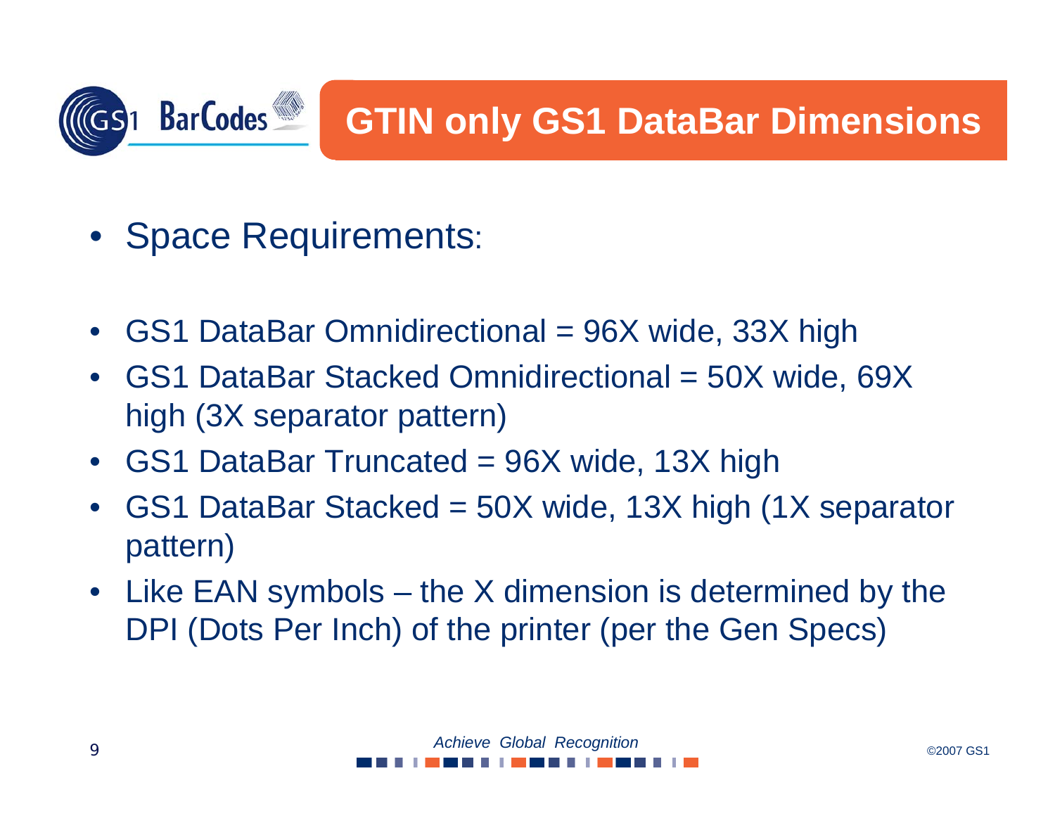# GTIN only GS1 DataBar Dimensions

- Space Requirements:

- GS1 DataBar Omnidirectional = 96X wide, 33X high
- GS1 DataBar Stacked Omnidirectional = 50X wide, 69X high (3X separator pattern)
- GS1 DataBar Truncated = 96X wide, 13X high
- GS1 DataBar Stacked = 50X wide, 13X high (1X separator pattern)
- Like EAN symbols – the X dimension is determined by the DPI (Dots Per Inch) of the printer (per the Gen Specs)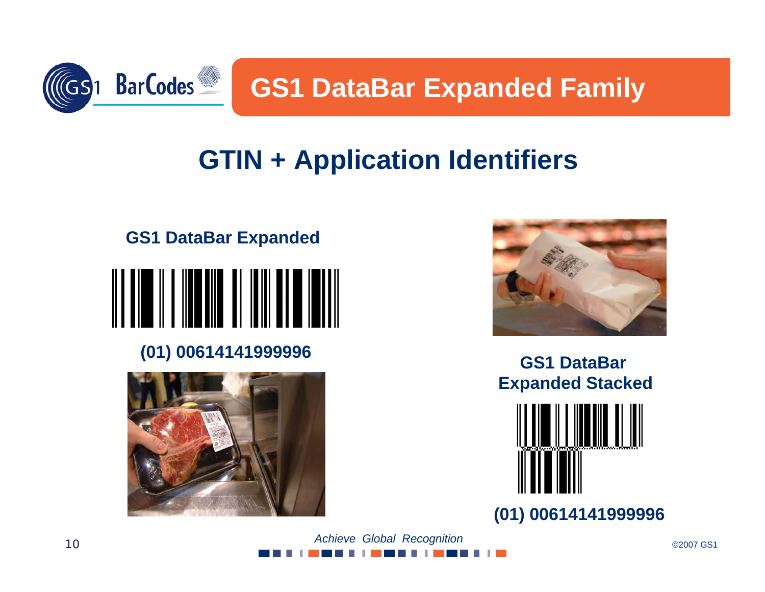# GS1 DataBar Expanded Family

## GTIN + Application Identifiers

### GS1 DataBar Expanded

(01) 00614141999996

### GS1 DataBar Expanded Stacked

(01) 00614141999996

*Achieve Global Recognition*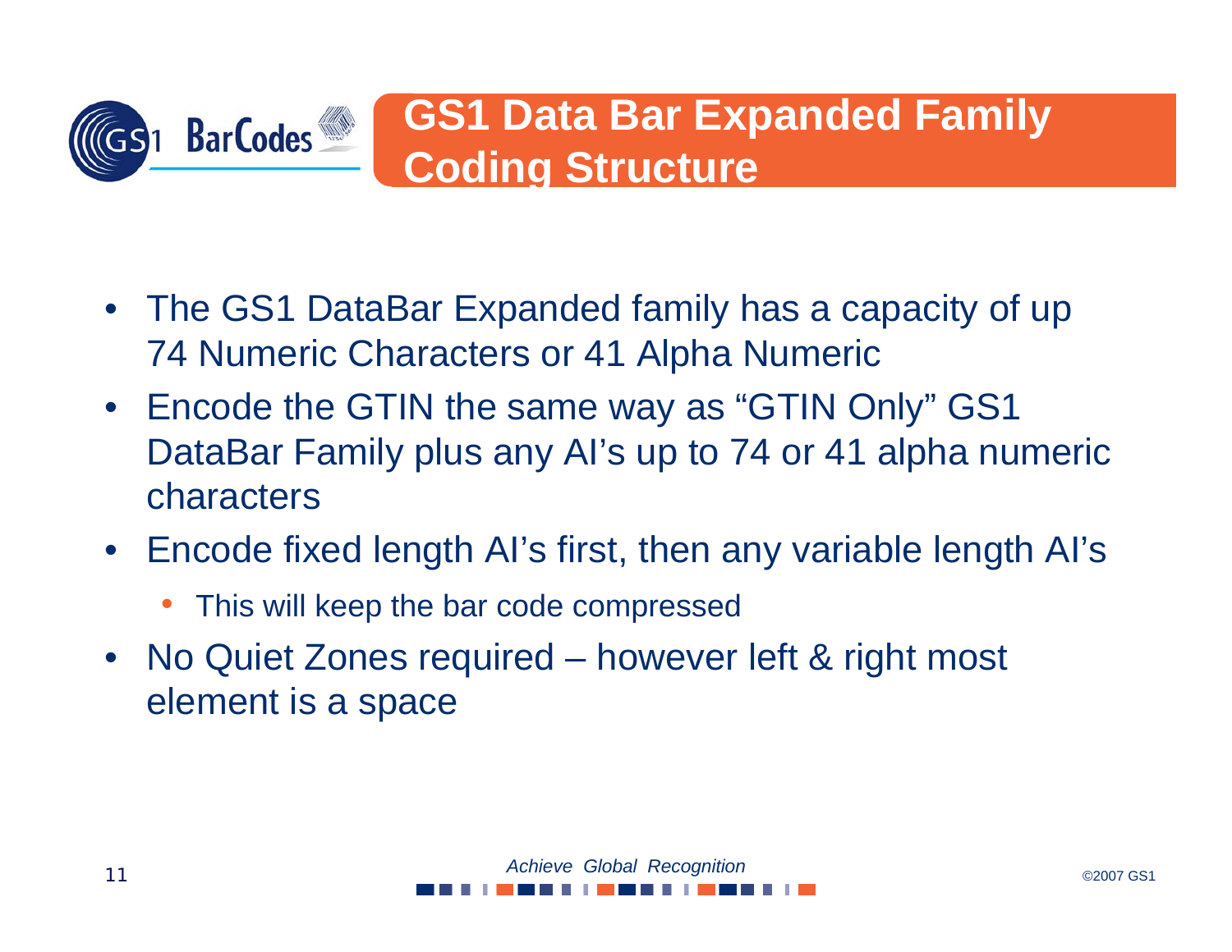# GS1 Data Bar Expanded Family Coding Structure

- The GS1 DataBar Expanded family has a capacity of up 74 Numeric Characters or 41 Alpha Numeric
- Encode the GTIN the same way as "GTIN Only" GS1 DataBar Family plus any AI's up to 74 or 41 alpha numeric characters
- Encode fixed length AI's first, then any variable length AI's
  - This will keep the bar code compressed
- No Quiet Zones required – however left & right most element is a space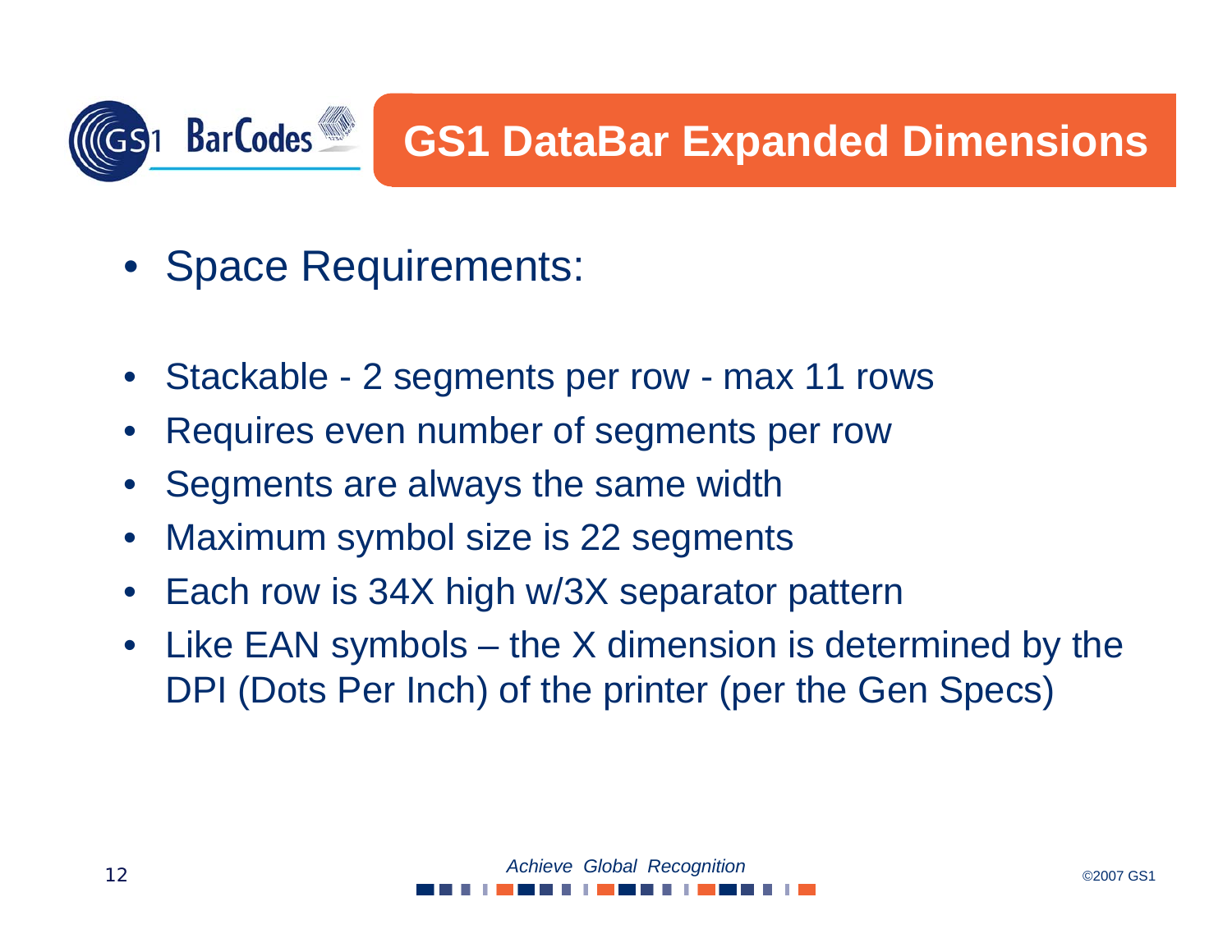# GS1 DataBar Expanded Dimensions

- Space Requirements:

- Stackable - 2 segments per row - max 11 rows
- Requires even number of segments per row
- Segments are always the same width
- Maximum symbol size is 22 segments
- Each row is 34X high w/3X separator pattern
- Like EAN symbols – the X dimension is determined by the DPI (Dots Per Inch) of the printer (per the Gen Specs)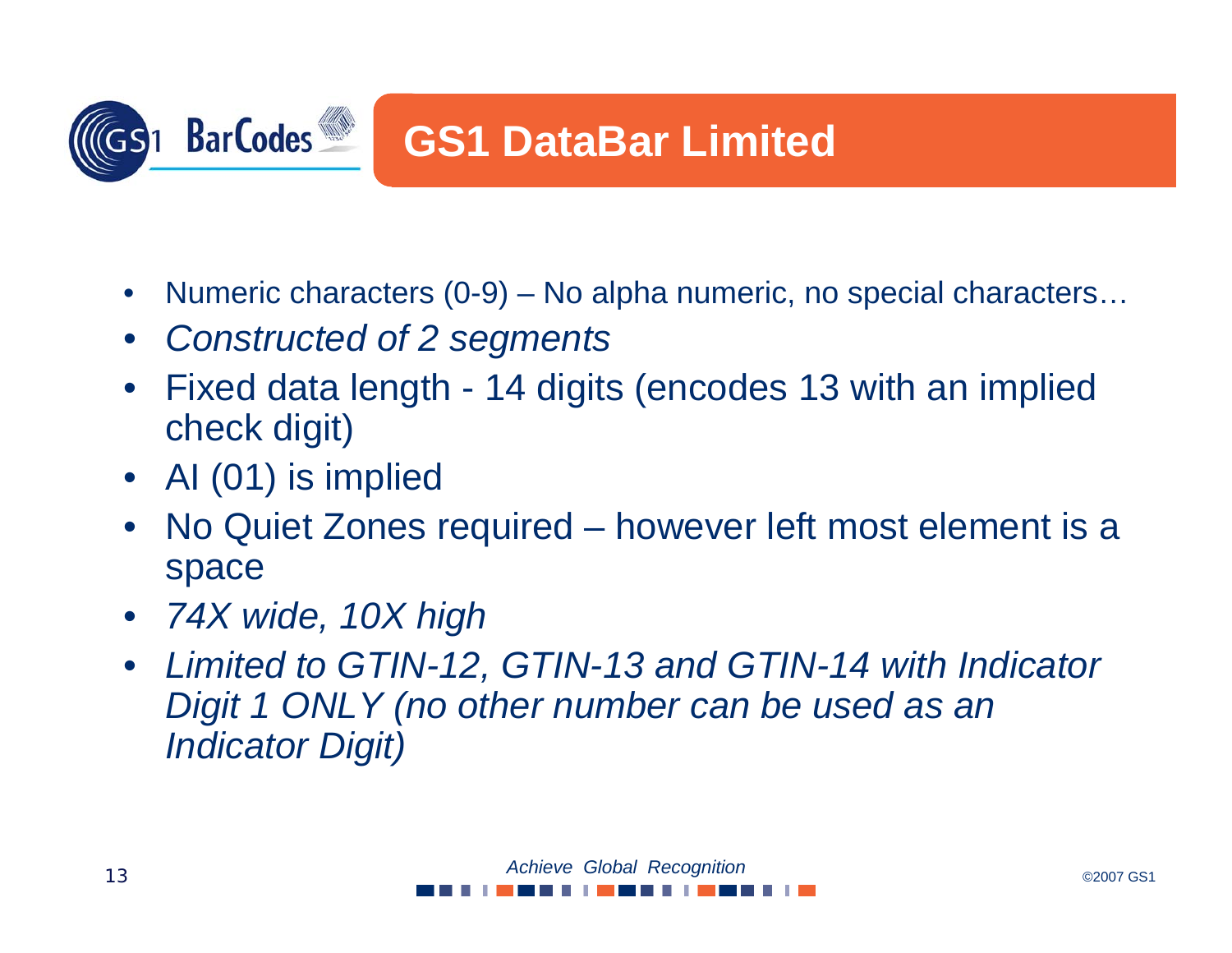# GS1 DataBar Limited

- Numeric characters (0-9) – No alpha numeric, no special characters…
- *Constructed of 2 segments*
- Fixed data length - 14 digits (encodes 13 with an implied check digit)
- AI (01) is implied
- No Quiet Zones required – however left most element is a space
- *74X wide, 10X high*
- *Limited to GTIN-12, GTIN-13 and GTIN-14 with Indicator Digit 1 ONLY (no other number can be used as an Indicator Digit)*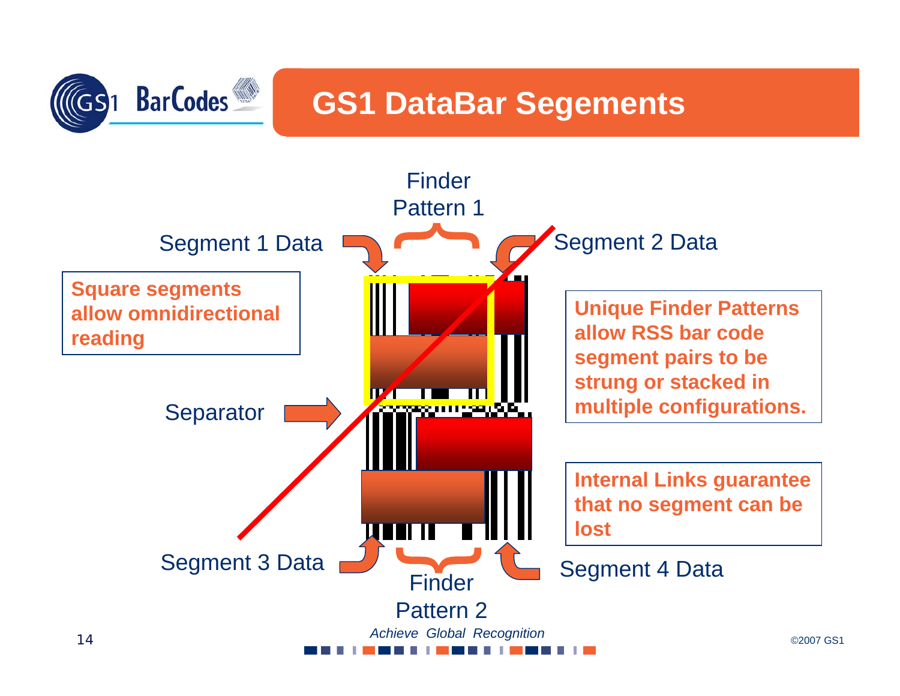# GS1 DataBar Segements

Finder Pattern 1

Segment 1 Data

Segment 2 Data

**Square segments allow omnidirectional reading**

**Unique Finder Patterns allow RSS bar code segment pairs to be strung or stacked in multiple configurations.**

Separator

**Internal Links guarantee that no segment can be lost**

Segment 3 Data

Segment 4 Data

Finder Pattern 2

*Achieve Global Recognition*

©2007 GS1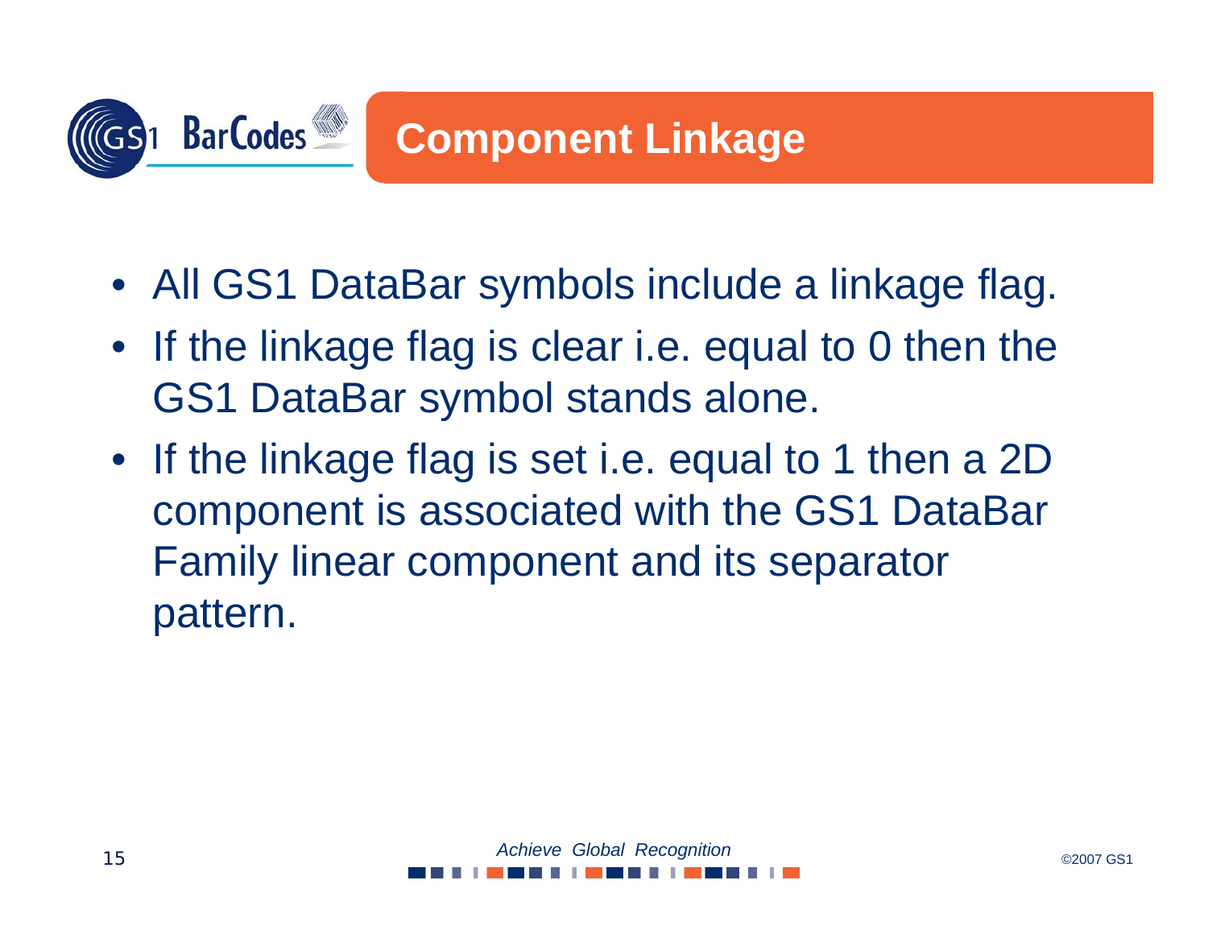# Component Linkage

- All GS1 DataBar symbols include a linkage flag.
- If the linkage flag is clear i.e. equal to 0 then the GS1 DataBar symbol stands alone.
- If the linkage flag is set i.e. equal to 1 then a 2D component is associated with the GS1 DataBar Family linear component and its separator pattern.